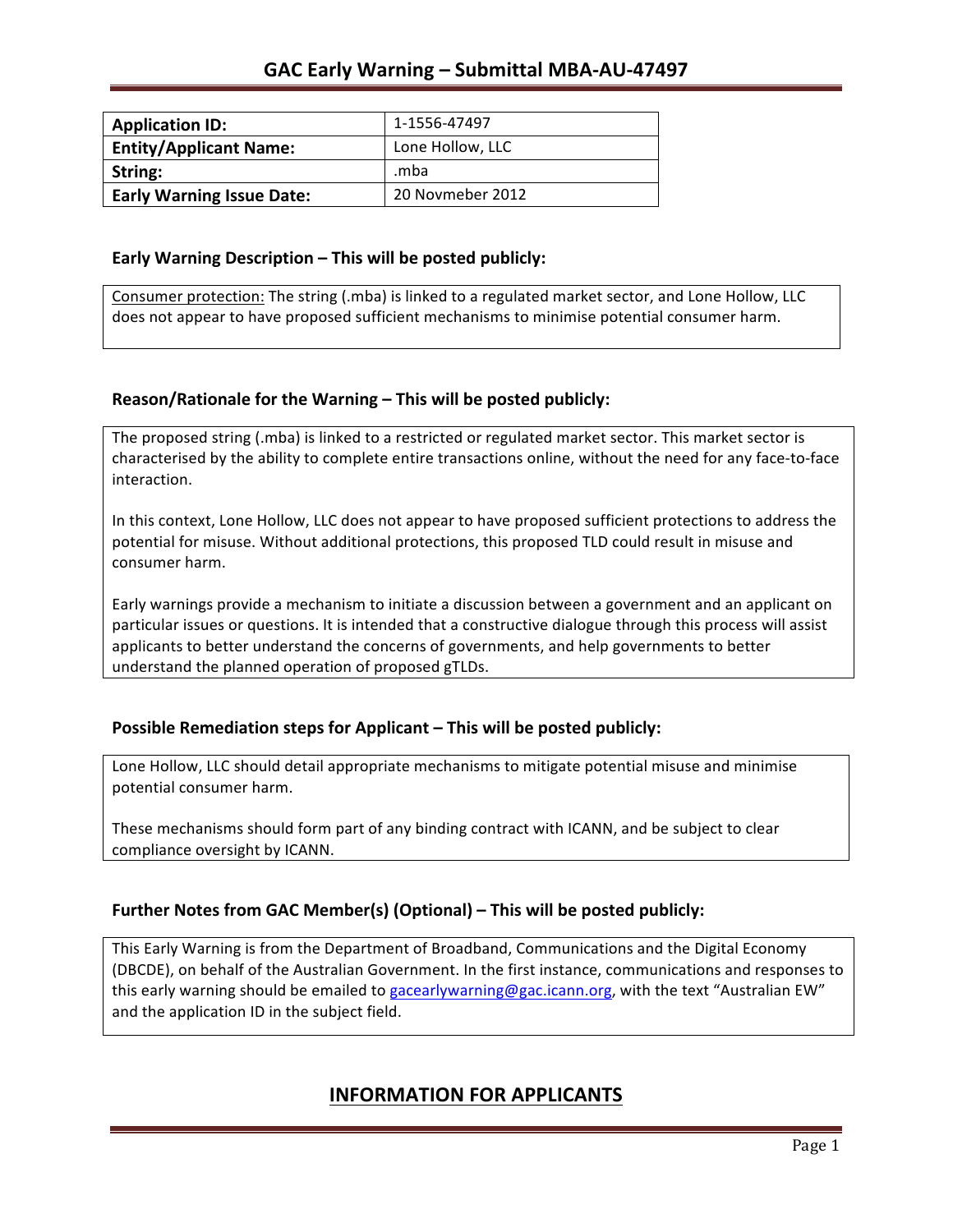# GAC Early Warning – Submittal MBA-AU-47497

| Application ID: | 1-1556-47497 |
|---|---|
| Entity/Applicant Name: | Lone Hollow, LLC |
| String: | .mba |
| Early Warning Issue Date: | 20 Novmeber 2012 |

### Early Warning Description – This will be posted publicly:

Consumer protection: The string (.mba) is linked to a regulated market sector, and Lone Hollow, LLC does not appear to have proposed sufficient mechanisms to minimise potential consumer harm.

### Reason/Rationale for the Warning – This will be posted publicly:

The proposed string (.mba) is linked to a restricted or regulated market sector. This market sector is characterised by the ability to complete entire transactions online, without the need for any face-to-face interaction.

In this context, Lone Hollow, LLC does not appear to have proposed sufficient protections to address the potential for misuse. Without additional protections, this proposed TLD could result in misuse and consumer harm.

Early warnings provide a mechanism to initiate a discussion between a government and an applicant on particular issues or questions. It is intended that a constructive dialogue through this process will assist applicants to better understand the concerns of governments, and help governments to better understand the planned operation of proposed gTLDs.

### Possible Remediation steps for Applicant – This will be posted publicly:

Lone Hollow, LLC should detail appropriate mechanisms to mitigate potential misuse and minimise potential consumer harm.

These mechanisms should form part of any binding contract with ICANN, and be subject to clear compliance oversight by ICANN.

### Further Notes from GAC Member(s) (Optional) – This will be posted publicly:

This Early Warning is from the Department of Broadband, Communications and the Digital Economy (DBCDE), on behalf of the Australian Government. In the first instance, communications and responses to this early warning should be emailed to gacearlywarning@gac.icann.org, with the text "Australian EW" and the application ID in the subject field.

## INFORMATION FOR APPLICANTS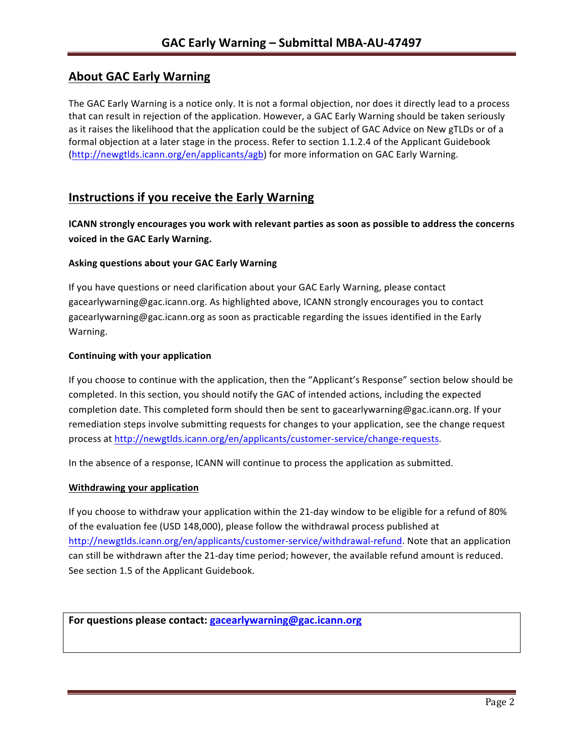## About GAC Early Warning

The GAC Early Warning is a notice only. It is not a formal objection, nor does it directly lead to a process that can result in rejection of the application. However, a GAC Early Warning should be taken seriously as it raises the likelihood that the application could be the subject of GAC Advice on New gTLDs or of a formal objection at a later stage in the process. Refer to section 1.1.2.4 of the Applicant Guidebook (http://newgtlds.icann.org/en/applicants/agb) for more information on GAC Early Warning.

## Instructions if you receive the Early Warning

**ICANN strongly encourages you work with relevant parties as soon as possible to address the concerns voiced in the GAC Early Warning.**

#### Asking questions about your GAC Early Warning

If you have questions or need clarification about your GAC Early Warning, please contact gacearlywarning@gac.icann.org. As highlighted above, ICANN strongly encourages you to contact gacearlywarning@gac.icann.org as soon as practicable regarding the issues identified in the Early Warning.

#### Continuing with your application

If you choose to continue with the application, then the "Applicant's Response" section below should be completed. In this section, you should notify the GAC of intended actions, including the expected completion date. This completed form should then be sent to gacearlywarning@gac.icann.org. If your remediation steps involve submitting requests for changes to your application, see the change request process at http://newgtlds.icann.org/en/applicants/customer-service/change-requests.

In the absence of a response, ICANN will continue to process the application as submitted.

#### Withdrawing your application

If you choose to withdraw your application within the 21-day window to be eligible for a refund of 80% of the evaluation fee (USD 148,000), please follow the withdrawal process published at http://newgtlds.icann.org/en/applicants/customer-service/withdrawal-refund. Note that an application can still be withdrawn after the 21-day time period; however, the available refund amount is reduced. See section 1.5 of the Applicant Guidebook.

**For questions please contact: gacearlywarning@gac.icann.org**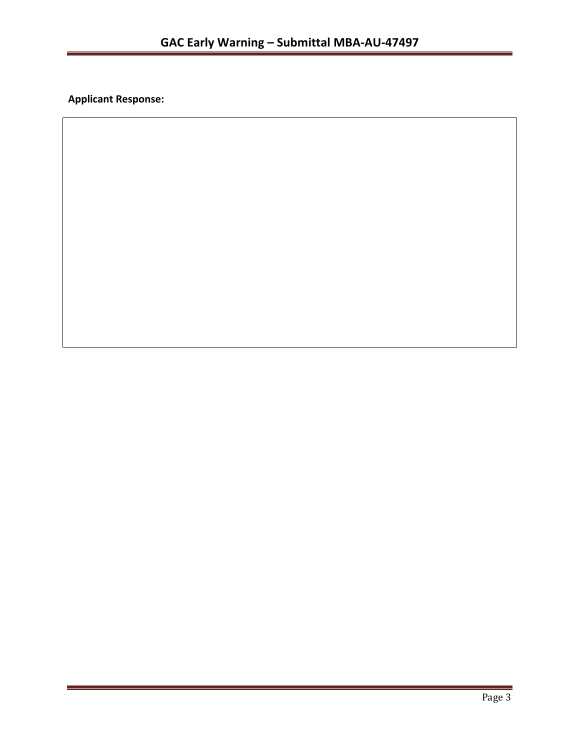**Applicant Response:**